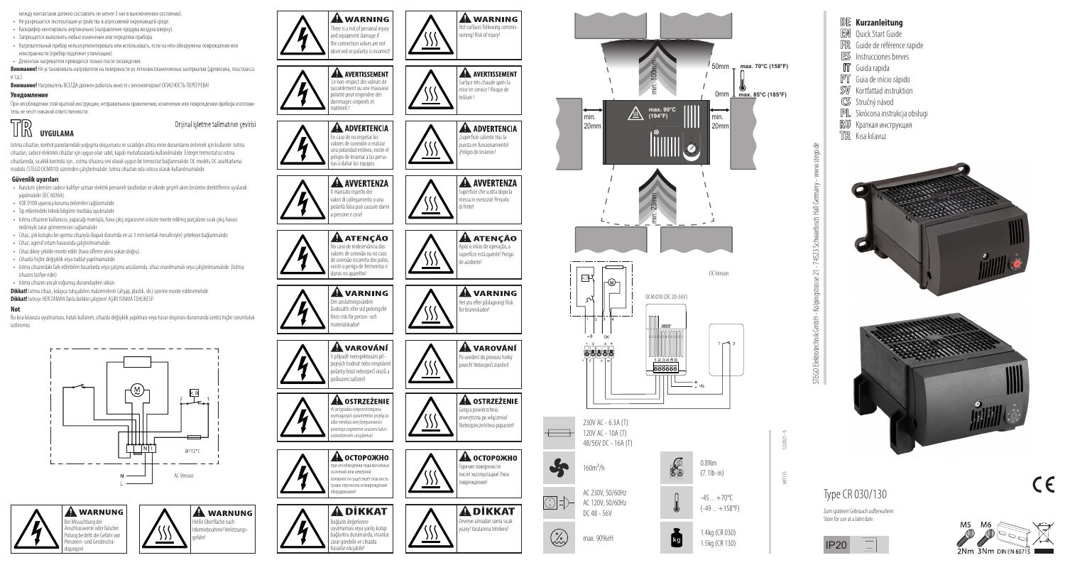между контактами должно составлять не менее 3 мм в выключенном состоянии).

- Не разрешается эксплуатация устройства в агрессивной окружающей среде.
- Калорифер монтировать вертикально (направление продува воздуха вверху).
- Запрещается выполнять любые изменения или переделки прибора.
- Нагревательный прибор нельзя ремонтировать или использовать, если на нем обнаружены повреждения или неисправности (прибор подлежит утилизации).
- Демонтаж нагревателя проводится только после охлаждения.

**Внимание!** Не устанавливать нагреватели на поверхности из легковоспламеняемых материалов (древесина, пластмасса и т.д.)

**Внимание!** Нагреватель ВСЕГДА должен работать вместе с вентилятором! ОПАСНОСТЬ ПЕРЕГРЕВА!

### Уведомление

При несоблюдении этой краткой инструкции, неправильном применении, изменении или повреждении прибора изготовитель не несёт никакой ответственности.

## TR UYGULAMA

Orijinal işletme talimatının çevirisi

Isıtma cihazları, kontrol panolarındaki yoğuşma oluşumunu ve sıcaklığın altına inme durumlarını önlemek için kullanılır. Isıtma cihazları, sadece elektrikli cihazlar için uygun olan sabit, kapalı muhafazalarda kullanılmalıdır. Entegre termostatsız ısıtma cihazlarında, sıcaklık kontrolü için, ısıtma cihazına seri olarak uygun bir termostat bağlanmalıdır. DC modeli, DC anahtarlama modülü (STEGO DCM010) üzerinden çalıştırılmalıdır. Isıtma cihazları oda ısıtıcısı olarak kullanılmamalıdır.

### Güvenlik uyarıları

- Kurulum işlemleri sadece kalifiye uzman elektrik personeli tarafından ve ülkede geçerli akım besleme direktiflerine uyularak yapılmalıdır (IEC 60364).
- VDE 0100 uyarınca koruma önlemleri sağlanmalıdır.
- Tip etiketindeki teknik bilgilere mutlaka uyulmalıdır.
- Isıtma cihazının kullanıcısı, yapacağı montajla, hava çıkış ızgarasının üstüne monte edilmiş parçaların sıcak çıkış havası nedeniyle zarar görmemesini sağlamalıdır.
- Cihaz, çok kutuplu bir ayırma cihazıyla (kapak durumda en az 3 mm kontak mesafesiyle) şebekeye bağlanmalıdır.
- Cihaz, agresif ortam havasında çalıştırılmamalıdır.
- Cihaz dikey şekilde monte edilir (hava üfleme yönü yukarı doğru).
- Cihazda hiçbir değişiklik veya tadilat yapılmamalıdır.
- Isıtma cihazındaki fark edilebilen hasarlarda veya çalışma arızalarında, cihaz onarılmamalı veya çalıştırılmamalıdır. (Isıtma cihazını tasfiye edin)
- Isıtma cihazını ancak soğumuş durumdayken sökün.

**Dikkat!** Isıtma cihazı, kolayca tutuşabilen malzemelerin (ahşap, plastik, vb.) üzerine monte edilmemelidir.

**Dikkat!** Isıtıcıyı HER ZAMAN fanla birlikte çalıştırın! AŞIRI ISINMA TEHLİKESİ!

### Not

Bu kısa kılavuza uyulmaması, hatalı kullanım, cihazda değişiklik yapılması veya hasar oluşması durumunda üretici hiçbir sorumluluk üstlenmez.

AC Version

N
L

ϑ 112°C

**WARNUNG** Bei Missachtung der Anschlusswerte oder falscher Polung besteht die Gefahr von Personen- und Geräteschädigungen!

**WARNUNG** Heiße Oberfläche nach Inbetriebnahme! Verletzungsgefahr!

**WARNING** There is a risk of personal injury and equipment damage if the connection values are not observed or polarity is incorrect!

**AVERTISSEMENT** Le non-respect des valeurs de raccordement ou une mauvaise polarité peut engendrer des dommages corporels et matériels !

**ADVERTENCIA** En caso de no respetar los valores de conexión o realizar una polaridad errónea, existe el peligro de lesionar a las personas o dañar los equipos.

**AVVERTENZA** Il mancato rispetto dei valori di collegamento o una polarità falsa può causare danni a persone e cose!

**ATENÇÃO** No caso de inobservância dos valores de conexão ou no caso de conexão incorreta dos polos, existe o perigo de ferimentos e danos no aparelho!

**VARNING** Om anslutningsvärden åsidosätts eller vid polningsfel finns risk för person- och materialskador!

**VAROVÁNÍ** V případě nerespektování připojných hodnot nebo nesprávné polarity hrozí nebezpečí úrazů a poškození zařízení!

**OSTRZEŻENIE** W przypadku nieprzestrzegania wymaganych parametrów przyłącza albo niewłaściwej biegunowości powstaje zagrożenie urazami ludzi i uszkodzeniem urządzenia!

**ОСТОРОЖНО** при несоблюдении подключаемых значений или неверной полярности существует опасность травм персонала и повреждений оборудования!

**DİKKAT** Bağlantı değerlerine uyulmaması veya yanlış kutup bağlantısı durumunda, insanlar zarar görebilir ve cihazda hasarlar oluşabilir!

**WARNING** Hot surfaces following commissioning! Risk of injury!

**AVERTISSEMENT** Surface très chaude après la mise en service ! Risque de brûlure !

**ADVERTENCIA** ¡Superficie caliente tras la puesta en funcionamiento! ¡Peligro de lesiones!

**AVVERTENZA** Superficie che scotta dopo la messa in esercizio! Pericolo di ferite!

**ATENÇÃO** Após o início de operação, a superfície está quente! Perigo de acidente!

**VARNING** Het yta efter påslagning! Risk för brännskador!

**VAROVÁNÍ** Po uvedení do provozu horký povrch! Nebezpečí zranění!

**OSTRZEŻENIE** Gorąca powierzchnia zewnętrzna po włączeniu! Niebezpieczeństwo poparzeń!

**ОСТОРОЖНО** Горячие поверхности после эксплуатации! Риск повреждения!

**DİKKAT** Devreye almadan sonra sıcak yüzey! Yaralanma tehlikesi!

min. 100mm
50mm max. 70°C (158°F)
0mm max. 85°C (185°F)
max. 90°C (194°F)
min. 20mm
min. 20mm
min. 23mm

DC Version

DCM 010 (DC 20-56V)

230V AC - 6.3A (T)
120V AC - 10A (T)
48/56V DC - 16A (T)

160m³/h

AC 230V, 50/60Hz
AC 120V, 50/60Hz
DC 48 - 56V

max. 90%rH

0.8Nm
(7.1lb-in)

-45 ... +70°C
(-49 ... +158°F)

1.4kg (CR 030)
1.5kg (CR 130)

12/2021 - h
681135

STEGO Elektrotechnik GmbH - Kolpingstrasse 21 - 74523 Schwäbisch Hall Germany - www.stego.de

- DE **Kurzanleitung**
- EN Quick Start Guide
- FR Guide de référence rapide
- ES Instrucciones breves
- IT Guida rapida
- PT Guia de início rápido
- SV Kortfattad instruktion
- CS Stručný návod
- PL Skrócona instrukcja obsługi
- RU Краткая инструкция
- TR Kısa kılavuz

Type CR 030/130

Zum späteren Gebrauch aufbewahren.
Store for use at a later date.

IP20

M5 M6
2Nm 3Nm DIN EN 60715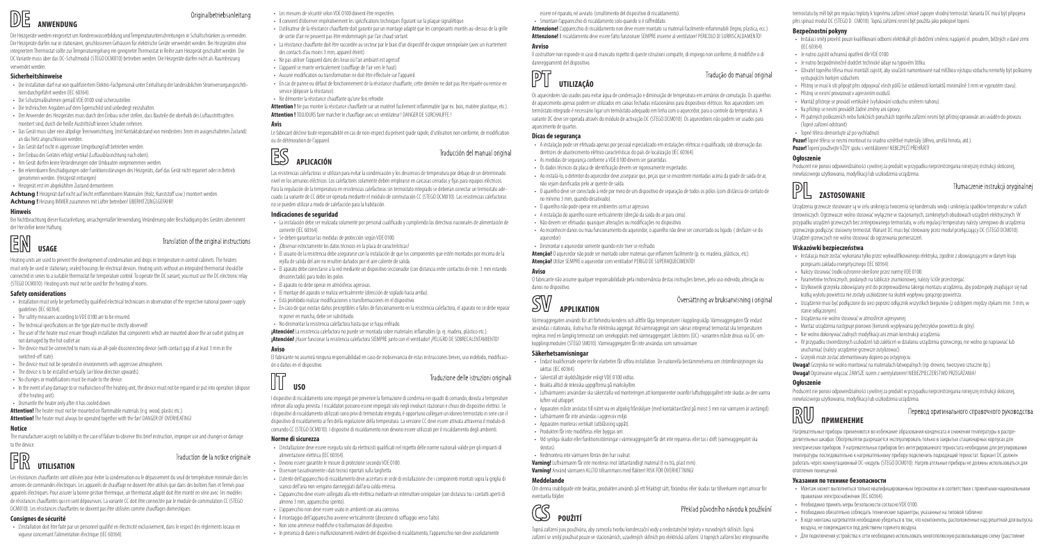# DE ANWENDUNG

Originalbetriebsanleitung

Die Heizgeräte werden eingesetzt um Kondenswasserbildung und Temperaturunterschreitungen in Schaltschränken zu vermeiden. Die Heizgeräte dürfen nur in stationären, geschlossenen Gehäusen für elektrische Geräte verwendet werden. Bei Heizgeräten ohne integriertem Thermostat sollte zur Temperaturregelung ein geeigneter Thermostat in Reihe zum Heizgerät geschaltet werden. Die DC Variante muss über das DC-Schaltmodul (STEGO DCM010) betrieben werden. Die Heizgeräte dürfen nicht als Raumheizung verwendet werden.

## Sicherheitshinweise

- Die Installation darf nur von qualifiziertem Elektro-Fachpersonal unter Einhaltung der landesüblichen Stromversorgungsrichtlinien durchgeführt werden (IEC 60364).
- Die Schutzmaßnahmen gemäß VDE 0100 sind sicherzustellen.
- Die technischen Angaben auf dem Typenschild sind unbedingt einzuhalten.
- Der Anwender des Heizgerätes muss durch den Einbau sicher stellen, dass Bauteile die oberhalb des Luftaustrittsgitters montiert sind, durch die heiße Austrittsluft keinen Schaden nehmen.
- Das Gerät muss über eine allpolige Trennvorrichtung, (mit Kontaktabstand von mindestens 3mm im ausgeschalteten Zustand) an das Netz angeschlossen werden.
- Das Gerät darf nicht in aggressiver Umgebungsluft betrieben werden.
- Der Einbau des Gerätes erfolgt vertikal (Luftausblasrichtung nach oben).
- Am Gerät dürfen keine Veränderungen oder Umbauten vorgenommen werden.
- Bei erkennbaren Beschädigungen oder Funktionsstörungen des Heizgeräts, darf das Gerät nicht repariert oder in Betrieb genommen werden. (Heizgerät entsorgen)
- Heizgerät erst im abgekühlten Zustand demontieren.

**Achtung !** Heizgerät darf nicht auf leicht entflammbaren Materialen (Holz, Kunststoff usw.) montiert werden.
**Achtung !** Heizung IMMER zusammen mit Lüfter betreiben! ÜBERHITZUNGSGEFAHR!

## Hinweis

Bei Nichtbeachtung dieser Kurzanleitung, unsachgemäßer Verwendung, Veränderung oder Beschädigung des Gerätes übernimmt der Hersteller keine Haftung.

# EN USAGE

Translation of the original instructions

Heating units are used to prevent the development of condensation and drops in temperature in control cabinets. The heaters must only be used in stationary, sealed housings for electrical devices. Heating units without an integrated thermostat should be connected in series to a suitable thermostat for temperature control. To operate the DC variant, you must use the DC electronic relay (STEGO DCM010). Heating units must not be used for the heating of rooms.

## Safety considerations

- Installation must only be performed by qualified electrical technicians in observation of the respective national power-supply guidelines (IEC 60364).
- The safety measures according to VDE 0100 are to be ensured.
- The technical specifications on the type plate must be strictly observed!
- The user of the heater must ensure through installation that components which are mounted above the air outlet grating are not damaged by the hot outlet air.
- The device must be connected to mains via an all-pole disconnecting device (with contact gap of at least 3 mm in the switched-off state).
- The device must not be operated in environments with aggressive atmospheres.
- The device is to be installed vertically (air blow direction upwards)
- No changes or modifications must be made to the device.
- In the event of any damage to or malfunction of the heating unit, the device must not be repaired or put into operation (dispose of the heating unit).
- Dismantle the heater only after it has cooled down.

**Attention!** The heater must not be mounted on flammable materials (e.g. wood, plastic etc.).
**Attention!** The heater must always be operated together with the fan! DANGER OF OVERHEATING!

## Notice

The manufacturer accepts no liability in the case of failure to observe this brief instruction, improper use and changes or damage to the device.

# FR UTILISATION

Traduction de la notice originale

Les résistances chauffantes sont utilisées pour éviter la condensation ou le dépassement du seuil de température minimale dans les armoires de commandes électriques. Les appareils de chauffage ne doivent être utilisés que dans des boîtiers fixes et fermés pour appareils électriques. Pour assurer la bonne gestion thermique, un thermostat adapté doit être monté en série avec les modèles de résistances chauffantes qui en sont dépourvues. La variante CC doit être connectée par le module de commutation CC (STEGO DCM010). Les résistances chauffantes ne doivent pas être utilisées comme chauffages domestiques.

## Consignes de sécurité

- L'installation doit être faite par un personnel qualifié en électricité exclusivement, dans le respect des règlements locaux en vigueur concernant l'alimentation électrique (IEC 60364).
- Les mesures de sécurité selon VDE 0100 doivent être respectées.
- Il convient d'observer impérativement les spécifications techniques figurant sur la plaque signalétique.
- L'utilisateur de la résistance chauffante doit garantir par un montage adapté que les composants montés au-dessus de la grille de sortie d'air ne peuvent pas être endommagés par l'air chaud sortant.
- La résistance chauffante doit être raccordée au secteur par le biais d'un dispositif de coupure omnipolaire (avec un écartement des contacts d'au moins 3 mm, appareil éteint).
- Ne pas utiliser l'appareil dans des lieux où l'air ambiant est agressif.
- L'appareil se monte verticalement (soufflage de l'air vers le haut).
- Aucune modification ou transformation ne doit être effectuée sur l'appareil.
- En cas de panne ou défaut de fonctionnement de la résistance chauffante, cette dernière ne doit pas être réparée ou remise en service (déposer la résistance).
- Ne démonter la résistance chauffante qu'une fois refroidie.

**Attention !** Ne pas monter la résistance chauffante sur un matériel facilement inflammable (par ex. bois, matière plastique, etc.).
**Attention !** TOUJOURS faire marcher le chauffage avec un ventilateur ! DANGER DE SURCHAUFFE !

## Avis

Le fabricant décline toute responsabilité en cas de non-respect du présent guide rapide, d'utilisation non conforme, de modification ou de détérioration de l'appareil.

# ES APLICACIÓN

Traducción del manual original

Las resistencias calefactoras se utilizan para evitar la condensación y los descensos de temperatura por debajo de un determinado nivel en los armarios eléctricos. Los calefactores solamente deben emplearse en carcasas cerradas y fijas para equipos eléctricos. Para la regulación de la temperatura en resistencias calefactoras sin termostato integrado se deberían conectar un termostato adecuado. La variante de CC debe ser operada mediante el módulo de conmutación CC (STEGO DCM010). Las resistencias calefactoras no se pueden utilizar a modo de calefacción para la habitación.

## Indicaciones de seguridad

- La instalación debe ser realizada solamente por personal cualificado y cumpliendo las directivas nacionales de alimentación de corriente (IEC 60364).
- Se deben garantizar las medidas de protección según VDE 0100.
- ¡Observar estrictamente los datos técnicos en la placa de características!
- El usuario de la resistencia debe asegurarse con la instalación de que los componentes que estén montados por encima de la rejilla de salida del aire no resulten dañados por el aire caliente de salida.
- El aparato debe conectarse a la red mediante un dispositivo seccionador (con distancia entre contactos de mín. 3 mm estando desconectado) para todos los polos.
- El aparato no debe operar en atmósferas agresivas.
- El montaje del aparato se realiza verticalmente (dirección de soplado hacia arriba).
- Está prohibido realizar modificaciones o transformaciones en el dispositivo.
- En caso de que existan daños perceptibles o fallos de funcionamiento en la resistencia calefactora, el aparato no se debe reparar ni poner en marcha, debe ser substituido.
- No desmontar la resistencia calefactora hasta que se haya enfriado.

**¡Atención!** La resistencia calefactora no puede ser montada sobre materiales inflamables (p. ej. madera, plástico etc.).
**¡Atención!** ¡Hacer funcionar la resistencia calefactora SIEMPRE junto con el ventilador! ¡PELIGRO DE SOBRECALENTAMIENTO!

## Aviso

El fabricante no asumirá ninguna responsabilidad en caso de inobservancia de estas instrucciones breves, uso indebido, modificación o daños en el dispositivo.

# IT USO

Traduzione delle istruzioni originali

I dispositivi di riscaldamento sono impiegati per prevenire la formazione di condensa nei quadri di comando, dovuta a temperature inferiori alla soglia prevista. I riscaldatori possono essere impiegati solo negli involucri stazionari e chiusi dei dispositivi elettrici. Se i dispositivi di riscaldamento utilizzati sono privi di termostato integrato, è opportuno collegare un idoneo termostato in serie con il dispositivo di riscaldamento ai fini della regolazione della temperatura. La versione CC deve essere attivata attraverso il modulo di comando CC (STEGO DCM010). I dispositivi di riscaldamento non devono essere utilizzati per il riscaldamento degli ambienti.

## Norme di sicurezza

- L'installazione deve essere eseguita solo da elettricisti qualificati nel rispetto delle norme nazionali valide per gli impianti di alimentazione elettrica (IEC 60364).
- Devono essere garantite le misure di protezione secondo VDE 0100.
- Osservare tassativamente i dati tecnici riportati sulla targhetta.
- L'utente dell'apparecchio di riscaldamento deve accertarsi in sede di installazione che i componenti montati sopra la griglia di scarico dell'aria non vengano danneggiati dall'aria calda emessa.
- L'apparecchio deve essere collegato alla rete elettrica mediante un interruttore onnipolare (con distanza tra i contatti aperti di almeno 3 mm, apparecchio spento).
- L'apparecchio non deve essere usato in ambienti con aria corrosiva.
- Il montaggio dell'apparecchio avviene verticalmente (direzione di soffiaggio verso l'alto).
- Non sono ammesse modifiche o trasformazioni del dispositivo.
- In presenza di danni o malfunzionamenti evidenti del dispositivo di riscaldamento, l'apparecchio non deve assolutamente essere né riparato, né avviato. (smaltimento del dispositivo di riscaldamento).
- Smontare l'apparecchio di riscaldamento solo quando si è raffreddato.

**Attenzione!** L'apparecchio di riscaldamento non deve essere montato su materiali facilmente infiammabili (legno, plastica, ecc.).
**Attenzione!** Il riscaldamento deve essere fatto funzionare SEMPRE insieme al ventilatore! PERICOLO DI SURRISCALDAMENTO!

## Avviso

Il costruttore non risponde in caso di mancato rispetto di queste istruzioni compatte, di impiego non conforme, di modifiche o di danneggiamenti del dispositivo.

# PT UTILIZAÇÃO

Tradução do manual original

Os aquecedores são usados para evitar água de condensação e diminuição de temperatura em armários de comutação. Os aparelhos de aquecimento apenas podem ser utilizados em caixas fechadas estacionários para dispositivos elétricos. Nos aquecedores sem termóstato integrado é necessário ligar um termóstato adequado em linha com o aquecedor, para o controle da temperatura. A variante DC deve ser operada através do módulo de activação DC (STEGO DCM010). Os aquecedores não podem ser usados para aquecimento de quartos.

## Dicas de segurança

- A instalação pode ser efetuada apenas por pessoal especializado em instalações elétricas e qualificado, sob observação das diretrizes de abastecimento elétrico características do país de localização (IEC 60364).
- As medidas de segurança conforme a VDE 0100 devem ser garantidas.
- Os dados técnicos da placa de identificação devem ser rigorosamente respeitados.
- Ao instalá-lo, o detentor do aquecedor deve assegurar que, peças que se encontrem montadas acima da grade de saída de ar, não sejam danificadas pelo ar quente de saída.
- O aparelho deve ser conectado à rede por meio de um dispositivo de separação de todos os polos (com distância de contato de no mínimo 3 mm, quando desativado).
- O aparelho não pode operar em ambientes com ar agressivo.
- A instalação do aparelho ocorre verticalmente (direção da saída de ar para cima).
- Não devem ser efetuadas quaisquer alterações ou modificações no dispositivo.
- Ao reconhecer danos ou mau funcionamento do aquecedor, o aparelho não deve ser concertado ou ligado. ( desfazer-se do aquecedor)
- Desmontar o aquecedor somente quando este tiver se resfriado.

**Atenção!** O aquecedor não pode ser montado sobre materiais que inflamem facilmente (p. ex. madeira, plásticos, etc).
**Atenção!** Utilizar SEMPRE o aquecedor com ventilador! PERIGO DE SUPERAQUECIMENTO!

## Aviso

O fabricante não assume qualquer responsabilidade pela inobservância destas instruções breves, pelo uso indevido, alteração ou danos no dispositivo.

# SV APPLIKATION

Översättning av bruksanvisning i original

Värmeaggregaten används för att förhindra kondens och alltför låga temperaturer i kopplingsskåp. Värmeaggregaten får endast användas i stationära, slutna hus för elektriska aggregat. Vid värmeaggregat som saknar integrerad termostat ska temperaturen regleras med en lämplig termostat som seriekopplats med värmeaggregatet. Likströms (DC) -varianten måste drivas via DC-omkopplingsmodulen (STEGO SM010). Värmeaggregaten får inte användas som rumsvärmare.

## Säkerhetsanvisningar

- Endast kvalificerade experter för elarbeten får utföra installation. De nationella bestämmelserna om strömförsörjningen ska iakttas (IEC 60364).
- Säkerställ att skyddsåtgärder enligt VDE 0100 vidtas.
- Beakta alltid de tekniska uppgifterna på märkskylten.
- Luftvärmarens användare ska säkerställa vid monteringen att komponenter ovanför luftutloppsgallret inte skadas av den varma luften vid utloppet.
- Apparaten måste anslutas till nätet via en allpolig frånskiljare (med kontaktavstånd på minst 3 mm när värmaren är avstängd).
- Luftvärmaren får inte användas i aggressiv miljö.
- Apparaten monteras vertikalt (utblåsning uppåt).
- Produkten får inte modifieras eller byggas om.
- Vid synliga skador eller funktionsstörningar i värmeaggregatet får det inte repareras eller tas i drift (värmeaggregatet ska skrotas).
- Nedmontera inte värmaren förrän den har svalnat.

**Varning!** Luftvärmaren får inte monteras mot lättantändligt material (t ex trä, plast mm).
**Varning!** Använd värmaren ALLTID tillsammans med fläkten! RISK FÖR ÖVERHETTNING!

## Meddelande

Om denna snabbguide inte beaktas, produkten används på ett felaktigt sätt, förändras eller skadas tar tillverkaren inget ansvar för eventuella följder.

# CS POUŽITÍ

Překlad původního návodu k používání

Topná zařízení jsou používána, aby zamezila tvorbu kondenzační vody a nedostatečné teploty v rozvodných skříních. Topná zařízení se smějí používat pouze ve stacionárních, uzavřených skříních pro elektrická zařízení. U topných zařízení bez integrovaného termostatu by měl být pro regulaci teploty k topnému zařízení sériově zapojen vhodný termostat. Varianta DC musí být připojena přes spínací modul DC (STEGO DCM010). Topná zařízení nesmí být použita jako pokojové topení.

## Bezpečnostní pokyny

- Instalaci smějí provést pouze kvalifikovaní odborní elektrikáři při dodržení směrnic napájení el. proudem, běžných v dané zemi (IEC 60364).
- Je nutno zajistit ochranná opatření dle VDE 0100.
- Je nutno bezpodmínečně dodržet technické údaje na typovém štítku.
- Uživatel topného tělesa musí montáží zajistit, aby součásti namontované nad mřížkou výstupu vzduchu nemohly být poškozeny vystupujícím horkým vzduchem.
- Přístroj se musí k síti připojit přes odpojovač všech pólů (se vzdáleností kontaktů minimálně 3 mm ve vypnutém stavu).
- Přístroj se nesmí provozovat v agresivním ovzduší.
- Montáž přístroje se provádí vertikálně (vyfukování vzduchu směrem nahoru).
- Na přístroji se nesmí provádět žádné změny ani úpravy.
- Při patrných poškozeních nebo funkčních poruchách topného zařízení nesmí být přístroj opravován ani uváděn do provozu. (Topné zařízení odstranit)
- Topné těleso demontujte až po vychladnutí.

**Pozor!** Topné těleso se nesmí montovat na snadno vznětlivé materiály (dřevo, umělá hmota, atd.).
**Pozor!** Topení používejte VŽDY spolu s ventilátorem! NEBEZPEČÍ PŘEHŘÁTÍ!

## Ogłoszenie

Producent nie ponosi odpowiedzialności cywilnej za produkt w przypadku nieprzestrzegania niniejszej instrukcji skróconej, niewłaściwego użytkowania, modyfikacji lub uszkodzenia urządzenia.

# PL ZASTOSOWANIE

Tłumaczenie instrukcji oryginalnej

Urządzenia grzewcze stosowane są w celu uniknięcia tworzenia się kondensatu wody i uniknięcia spadków temperatur w szafach sterowniczych. Ogrzewacze wolno stosować wyłącznie w stacjonarnych, zamkniętych obudowach urządzeń elektrycznych. W przypadku urządzeń grzewczych bez zintegrowanego termostatu, w celu regulacji temperatury należy szeregowo do urządzenia grzewczego podłączyć stosowny termostat. Wariant DC musi być sterowany przez moduł przełączający DC (STEGO DCM010). Urządzeń grzewczych nie wolno stosować do ogrzewania pomieszczeń.

## Wskazówki bezpieczeństwa

- Instalacja może zostać wykonana tylko przez wykwalifikowanego elektryka, zgodnie z obowiązującymi w danym kraju przepisami zakładu energetycznego (IEC 60364).
- Należy stosować środki ochronne określone przez normę VDE 0100.
- Parametrów technicznych, podanych na tabliczce znamionowej, należy ściśle przestrzegać.
- Użytkownik grzejnika zobowiązany jest do przeprowadzenia takiego montażu urządzenia, aby podzespoły znajdujące się nad kratką wylotu powietrza nie zostały uszkodzone na skutek wypływu gorącego powietrza.
- Urządzenie musi być podłączone do sieci poprzez odłącznik wszystkich biegunów (z odstępem między stykami min. 3 mm, w stanie odłączonym).
- Urządzenia nie wolno stosować w atmosferze agresywnej.
- Montaż urządzenia następuje pionowo (kierunek wypływania pęcherzyków powietrza do góry).
- Nie wolno dokonywać żadnych modyfikacji ani zmian konstrukcji urządzenia.
- W przypadku stwierdzonych uszkodzeń lub zakłóceń w działaniu urządzenia grzewczego, nie wolno go naprawiać lub uruchamiać (należy urządzenie grzewcze zutylizować).
- Grzejnik może zostać zdemontowany dopiero po ostygnięciu.

**Uwaga!** Grzejnika nie wolno montować na materiałach łatwopalnych (np. drewno, tworzywo sztuczne itp.).
**Uwaga!** Ogrzewanie włączać ZAWSZE razem z wentylatorem! NIEBEZPIECZEŃSTWO PRZEGRZANIA!

## Ogłoszenie

Producent nie ponosi odpowiedzialności cywilnej za produkt w przypadku nieprzestrzegania niniejszej instrukcji skróconej, niewłaściwego użytkowania, modyfikacji lub uszkodzenia urządzenia.

# RU ПРИМЕНЕНИЕ

Перевод оригинального справочного руководства

Нагревательные приборы применяются во избежание образования конденсата и снижения температуры в распределительных шкафах. Обогреватели разрешается эксплуатировать только в закрытых стационарных корпусах для электрических приборов. У нагревательных приборов без интегрированного термостата необходимо для регулирования температуры последовательно к нагревательному прибору подключить подходящий термостат. Вариант DC должен работать через коммутационный DC-модуль (STEGO DCM010). Нагревательные приборы не должны использоваться для отопления помещений.

## Указания по технике безопасности

- Монтаж может выполняться только квалифицированным персоналом и в соответствии с принятыми национальными правилами электроснабжения (IEC 60364).
- Необходимо принять меры безопасности согласно VDE 0100.
- Необходимо обязательно соблюдать технические параметры, указанные на типовой табличке.
- В ходе монтажа нагревателя необходимо убедиться в том, что компоненты, расположенные над решеткой для выпуска воздуха, не повреждаются под действием горячего воздуха.
- Для подключения устройства к сети необходимо использовать многополюсную развязывающую схему (расстояние